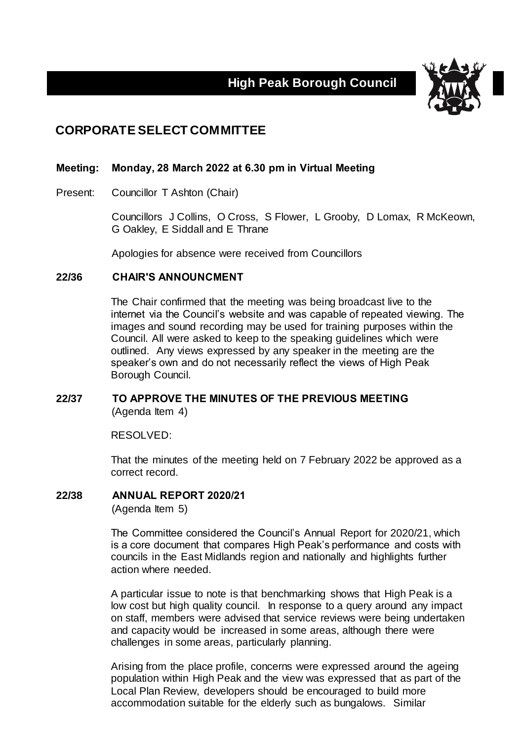# High Peak Borough Council

## CORPORATE SELECT COMMITTEE

**Meeting: Monday, 28 March 2022 at 6.30 pm in Virtual Meeting**

Present: Councillor T Ashton (Chair)

Councillors J Collins, O Cross, S Flower, L Grooby, D Lomax, R McKeown, G Oakley, E Siddall and E Thrane

Apologies for absence were received from Councillors

### 22/36 CHAIR'S ANNOUNCMENT

The Chair confirmed that the meeting was being broadcast live to the internet via the Council's website and was capable of repeated viewing. The images and sound recording may be used for training purposes within the Council. All were asked to keep to the speaking guidelines which were outlined. Any views expressed by any speaker in the meeting are the speaker's own and do not necessarily reflect the views of High Peak Borough Council.

### 22/37 TO APPROVE THE MINUTES OF THE PREVIOUS MEETING

(Agenda Item 4)

RESOLVED:

That the minutes of the meeting held on 7 February 2022 be approved as a correct record.

### 22/38 ANNUAL REPORT 2020/21

(Agenda Item 5)

The Committee considered the Council's Annual Report for 2020/21, which is a core document that compares High Peak's performance and costs with councils in the East Midlands region and nationally and highlights further action where needed.

A particular issue to note is that benchmarking shows that High Peak is a low cost but high quality council. In response to a query around any impact on staff, members were advised that service reviews were being undertaken and capacity would be increased in some areas, although there were challenges in some areas, particularly planning.

Arising from the place profile, concerns were expressed around the ageing population within High Peak and the view was expressed that as part of the Local Plan Review, developers should be encouraged to build more accommodation suitable for the elderly such as bungalows. Similar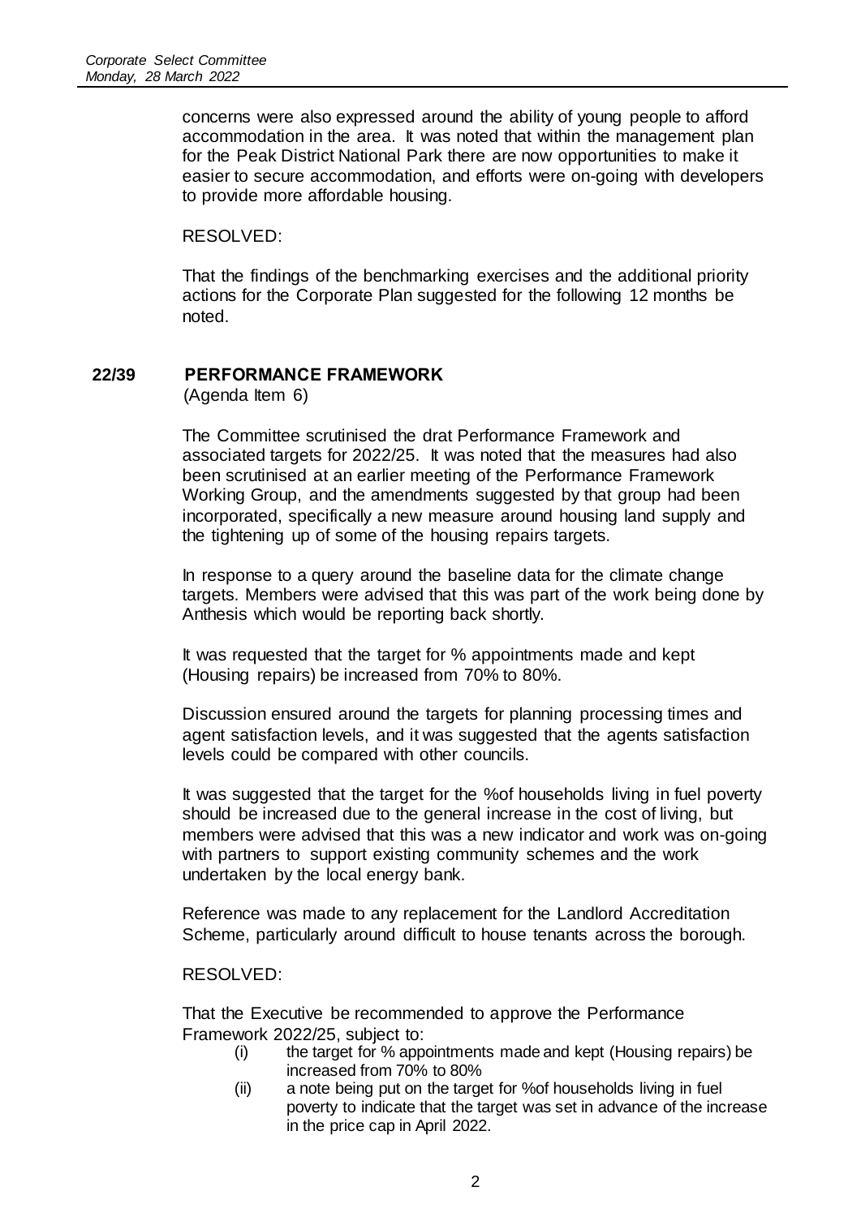concerns were also expressed around the ability of young people to afford accommodation in the area. It was noted that within the management plan for the Peak District National Park there are now opportunities to make it easier to secure accommodation, and efforts were on-going with developers to provide more affordable housing.

RESOLVED:

That the findings of the benchmarking exercises and the additional priority actions for the Corporate Plan suggested for the following 12 months be noted.

## 22/39 PERFORMANCE FRAMEWORK

(Agenda Item 6)

The Committee scrutinised the drat Performance Framework and associated targets for 2022/25. It was noted that the measures had also been scrutinised at an earlier meeting of the Performance Framework Working Group, and the amendments suggested by that group had been incorporated, specifically a new measure around housing land supply and the tightening up of some of the housing repairs targets.

In response to a query around the baseline data for the climate change targets. Members were advised that this was part of the work being done by Anthesis which would be reporting back shortly.

It was requested that the target for % appointments made and kept (Housing repairs) be increased from 70% to 80%.

Discussion ensured around the targets for planning processing times and agent satisfaction levels, and it was suggested that the agents satisfaction levels could be compared with other councils.

It was suggested that the target for the %of households living in fuel poverty should be increased due to the general increase in the cost of living, but members were advised that this was a new indicator and work was on-going with partners to support existing community schemes and the work undertaken by the local energy bank.

Reference was made to any replacement for the Landlord Accreditation Scheme, particularly around difficult to house tenants across the borough.

RESOLVED:

That the Executive be recommended to approve the Performance Framework 2022/25, subject to:

(i) the target for % appointments made and kept (Housing repairs) be increased from 70% to 80%

(ii) a note being put on the target for %of households living in fuel poverty to indicate that the target was set in advance of the increase in the price cap in April 2022.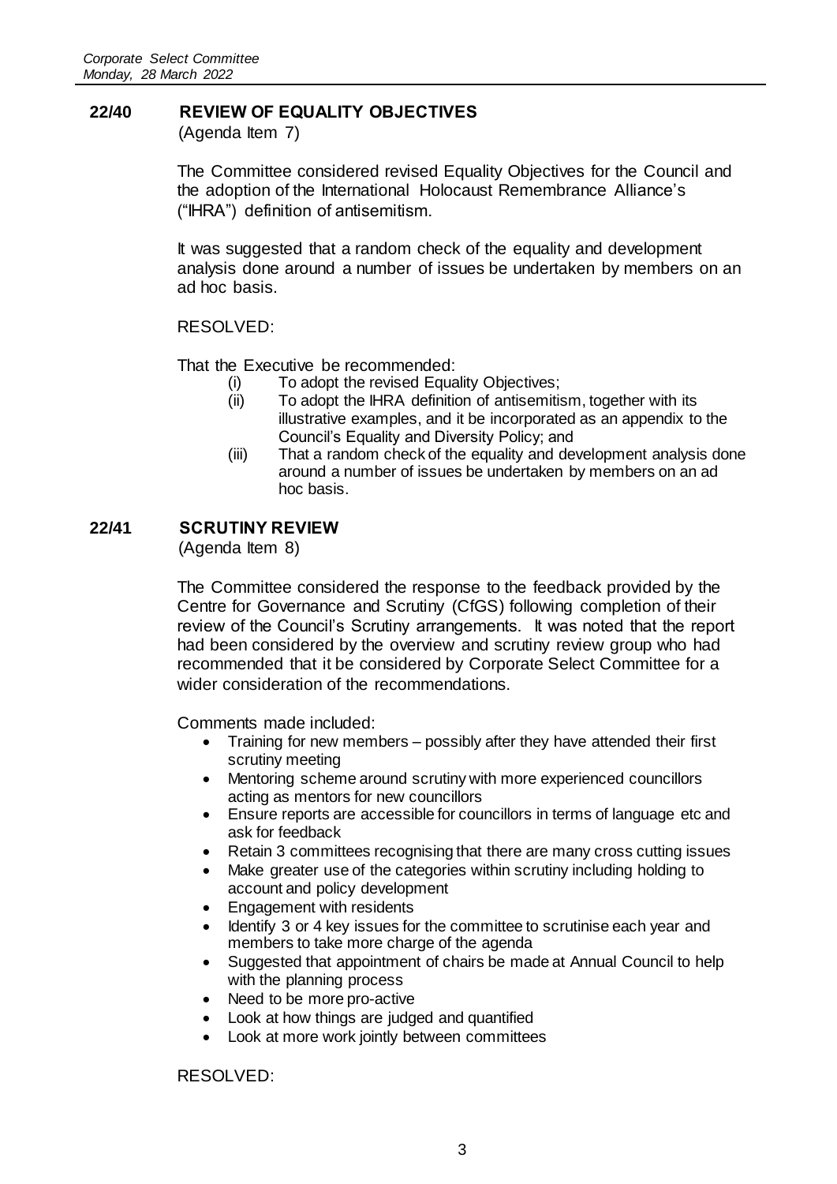## 22/40 REVIEW OF EQUALITY OBJECTIVES

(Agenda Item 7)

The Committee considered revised Equality Objectives for the Council and the adoption of the International Holocaust Remembrance Alliance's ("IHRA") definition of antisemitism.

It was suggested that a random check of the equality and development analysis done around a number of issues be undertaken by members on an ad hoc basis.

RESOLVED:

That the Executive be recommended:

(i) To adopt the revised Equality Objectives;

(ii) To adopt the IHRA definition of antisemitism, together with its illustrative examples, and it be incorporated as an appendix to the Council's Equality and Diversity Policy; and

(iii) That a random check of the equality and development analysis done around a number of issues be undertaken by members on an ad hoc basis.

## 22/41 SCRUTINY REVIEW

(Agenda Item 8)

The Committee considered the response to the feedback provided by the Centre for Governance and Scrutiny (CfGS) following completion of their review of the Council's Scrutiny arrangements. It was noted that the report had been considered by the overview and scrutiny review group who had recommended that it be considered by Corporate Select Committee for a wider consideration of the recommendations.

Comments made included:

- Training for new members – possibly after they have attended their first scrutiny meeting
- Mentoring scheme around scrutiny with more experienced councillors acting as mentors for new councillors
- Ensure reports are accessible for councillors in terms of language etc and ask for feedback
- Retain 3 committees recognising that there are many cross cutting issues
- Make greater use of the categories within scrutiny including holding to account and policy development
- Engagement with residents
- Identify 3 or 4 key issues for the committee to scrutinise each year and members to take more charge of the agenda
- Suggested that appointment of chairs be made at Annual Council to help with the planning process
- Need to be more pro-active
- Look at how things are judged and quantified
- Look at more work jointly between committees

RESOLVED: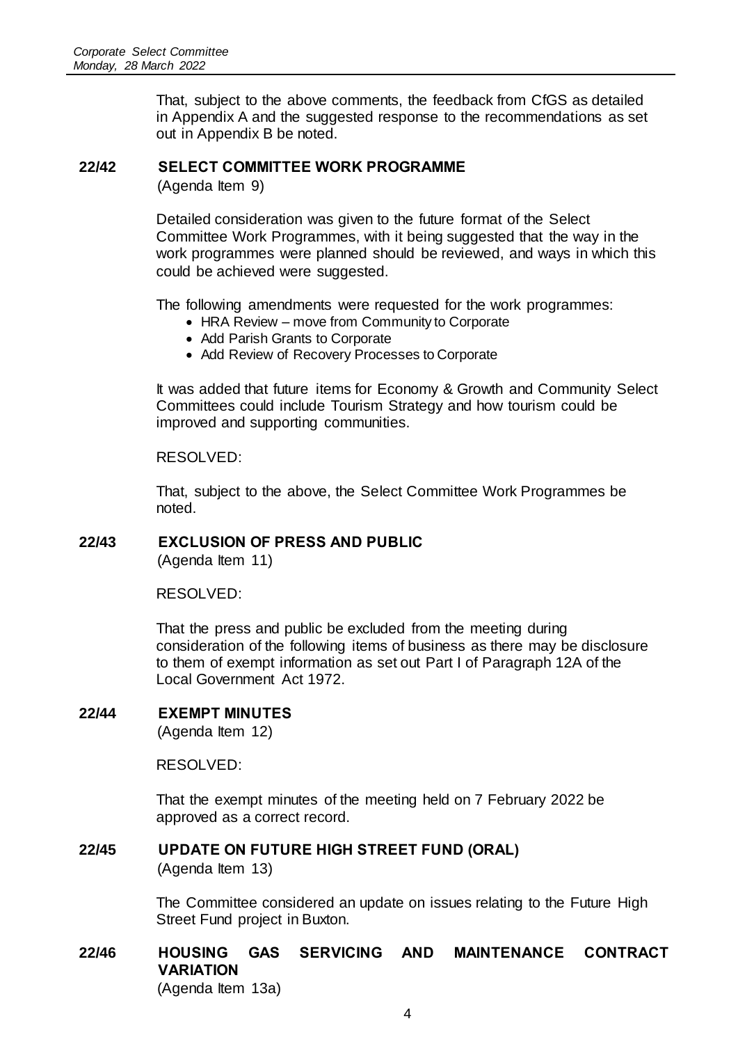That, subject to the above comments, the feedback from CfGS as detailed in Appendix A and the suggested response to the recommendations as set out in Appendix B be noted.

## 22/42 SELECT COMMITTEE WORK PROGRAMME

(Agenda Item 9)

Detailed consideration was given to the future format of the Select Committee Work Programmes, with it being suggested that the way in the work programmes were planned should be reviewed, and ways in which this could be achieved were suggested.

The following amendments were requested for the work programmes:

- HRA Review – move from Community to Corporate
- Add Parish Grants to Corporate
- Add Review of Recovery Processes to Corporate

It was added that future items for Economy & Growth and Community Select Committees could include Tourism Strategy and how tourism could be improved and supporting communities.

RESOLVED:

That, subject to the above, the Select Committee Work Programmes be noted.

## 22/43 EXCLUSION OF PRESS AND PUBLIC

(Agenda Item 11)

RESOLVED:

That the press and public be excluded from the meeting during consideration of the following items of business as there may be disclosure to them of exempt information as set out Part I of Paragraph 12A of the Local Government Act 1972.

## 22/44 EXEMPT MINUTES

(Agenda Item 12)

RESOLVED:

That the exempt minutes of the meeting held on 7 February 2022 be approved as a correct record.

## 22/45 UPDATE ON FUTURE HIGH STREET FUND (ORAL)

(Agenda Item 13)

The Committee considered an update on issues relating to the Future High Street Fund project in Buxton.

## 22/46 HOUSING GAS SERVICING AND MAINTENANCE CONTRACT VARIATION

(Agenda Item 13a)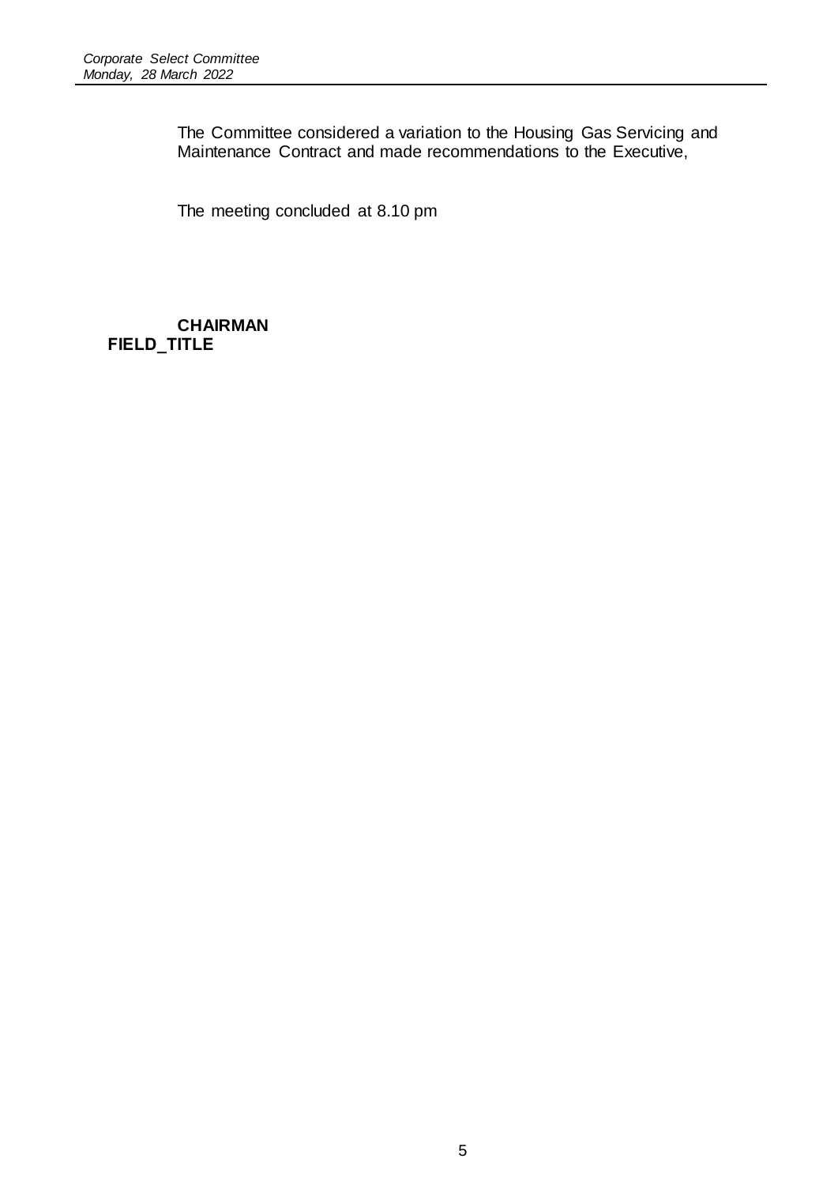The Committee considered a variation to the Housing Gas Servicing and Maintenance Contract and made recommendations to the Executive,

The meeting concluded at 8.10 pm

**CHAIRMAN**
**FIELD_TITLE**